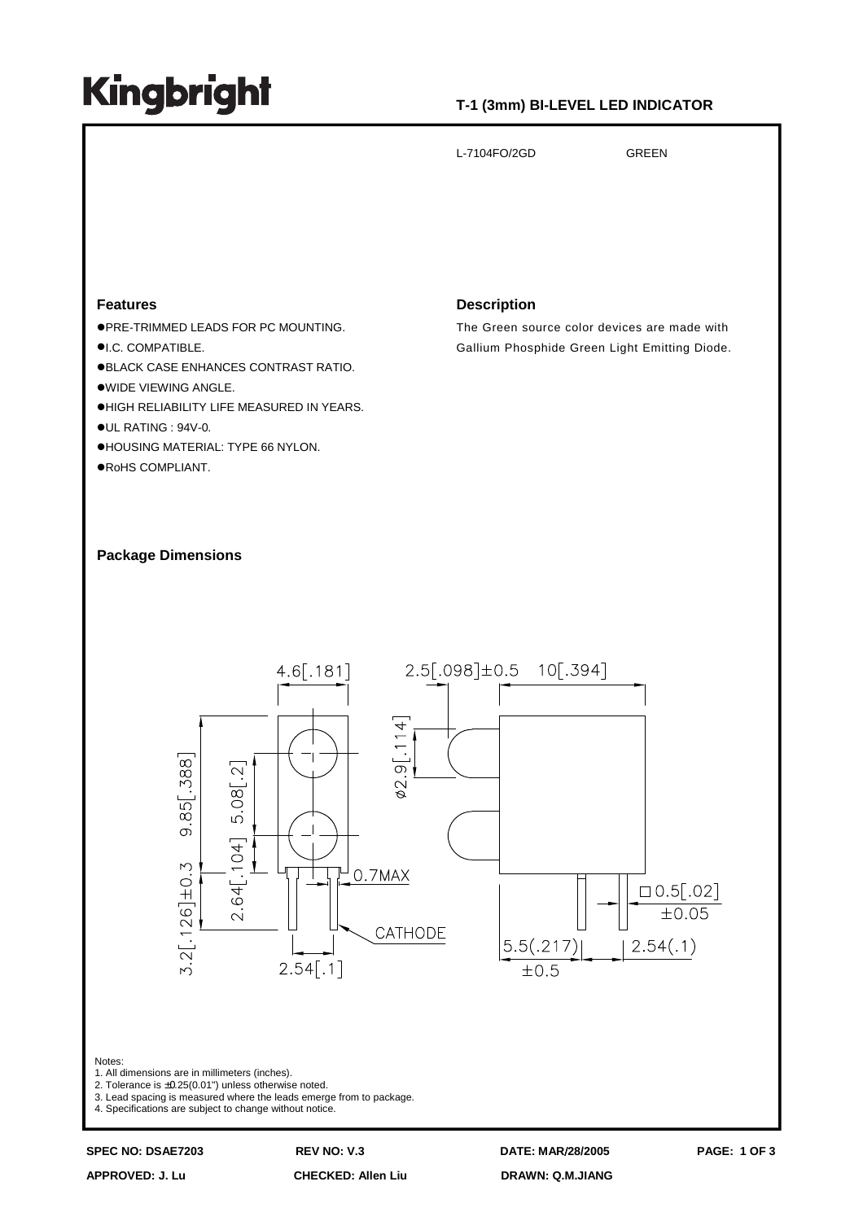# Kingbright

**T-1 (3mm) BI-LEVEL LED INDICATOR**

L-7104FO/2GD GREEN

### Features

- PRE-TRIMMED LEADS FOR PC MOUNTING.
- I.C. COMPATIBLE.
- BLACK CASE ENHANCES CONTRAST RATIO.
- WIDE VIEWING ANGLE.
- HIGH RELIABILITY LIFE MEASURED IN YEARS.
- UL RATING : 94V-0.
- HOUSING MATERIAL: TYPE 66 NYLON.
- RoHS COMPLIANT.

### Description

The Green source color devices are made with Gallium Phosphide Green Light Emitting Diode.

### Package Dimensions

4.6[.181]
2.5[.098]±0.5
10[.394]
3.2[.126]±0.3
9.85[.388]
5.08[.2]
2.64[.104]
φ2.9[.114]
0.7MAX
CATHODE
2.54[.1]
5.5(.217) ±0.5
2.54(.1)
□0.5[.02] ±0.05

Notes:
1. All dimensions are in millimeters (inches).
2. Tolerance is ±0.25(0.01") unless otherwise noted.
3. Lead spacing is measured where the leads emerge from to package.
4. Specifications are subject to change without notice.

**SPEC NO: DSAE7203** **REV NO: V.3** **DATE: MAR/28/2005**

**APPROVED: J. Lu** **CHECKED: Allen Liu** **DRAWN: Q.M.JIANG**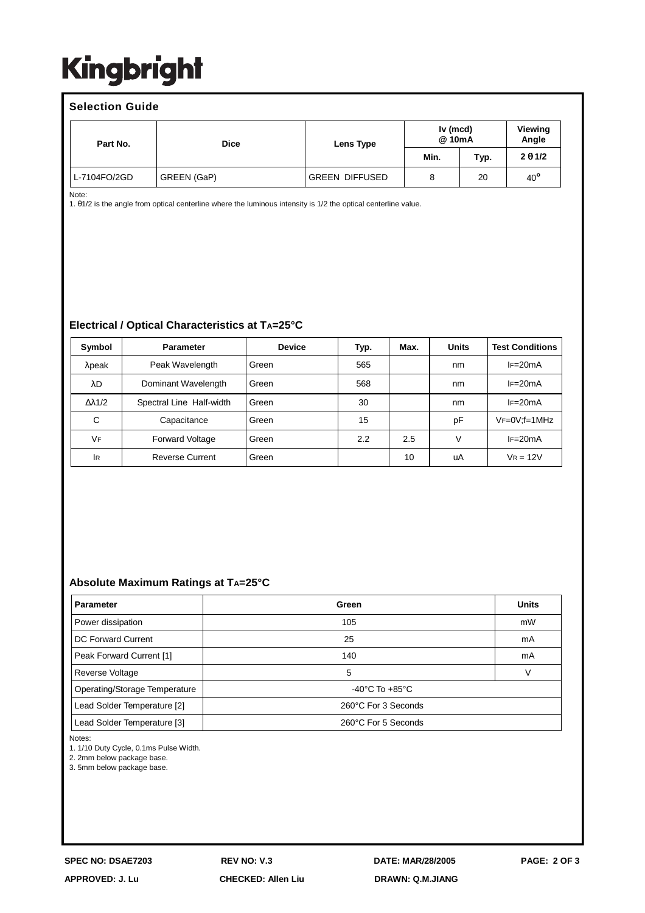# Kingbright

## Selection Guide

| Part No. | Dice | Lens Type | Iv (mcd) @ 10mA | | Viewing Angle |
|---|---|---|---|---|---|
| | | | Min. | Typ. | $2\theta 1/2$ |
| L-7104FO/2GD | GREEN (GaP) | GREEN DIFFUSED | 8 | 20 | 40° |

Note:
1. θ1/2 is the angle from optical centerline where the luminous intensity is 1/2 the optical centerline value.

## Electrical / Optical Characteristics at $T_A$=25°C

| Symbol | Parameter | Device | Typ. | Max. | Units | Test Conditions |
|---|---|---|---|---|---|---|
| λpeak | Peak Wavelength | Green | 565 | | nm | $I_F$=20mA |
| λD | Dominant Wavelength | Green | 568 | | nm | $I_F$=20mA |
| Δλ1/2 | Spectral Line Half-width | Green | 30 | | nm | $I_F$=20mA |
| C | Capacitance | Green | 15 | | pF | $V_F$=0V;f=1MHz |
| $V_F$ | Forward Voltage | Green | 2.2 | 2.5 | V | $I_F$=20mA |
| $I_R$ | Reverse Current | Green | | 10 | uA | $V_R$ = 12V |

## Absolute Maximum Ratings at $T_A$=25°C

| Parameter | Green | Units |
|---|---|---|
| Power dissipation | 105 | mW |
| DC Forward Current | 25 | mA |
| Peak Forward Current [1] | 140 | mA |
| Reverse Voltage | 5 | V |
| Operating/Storage Temperature | -40°C To +85°C | |
| Lead Solder Temperature [2] | 260°C For 3 Seconds | |
| Lead Solder Temperature [3] | 260°C For 5 Seconds | |

Notes:
1. 1/10 Duty Cycle, 0.1ms Pulse Width.
2. 2mm below package base.
3. 5mm below package base.

SPEC NO: DSAE7203 REV NO: V.3 DATE: MAR/28/2005
APPROVED: J. Lu CHECKED: Allen Liu DRAWN: Q.M.JIANG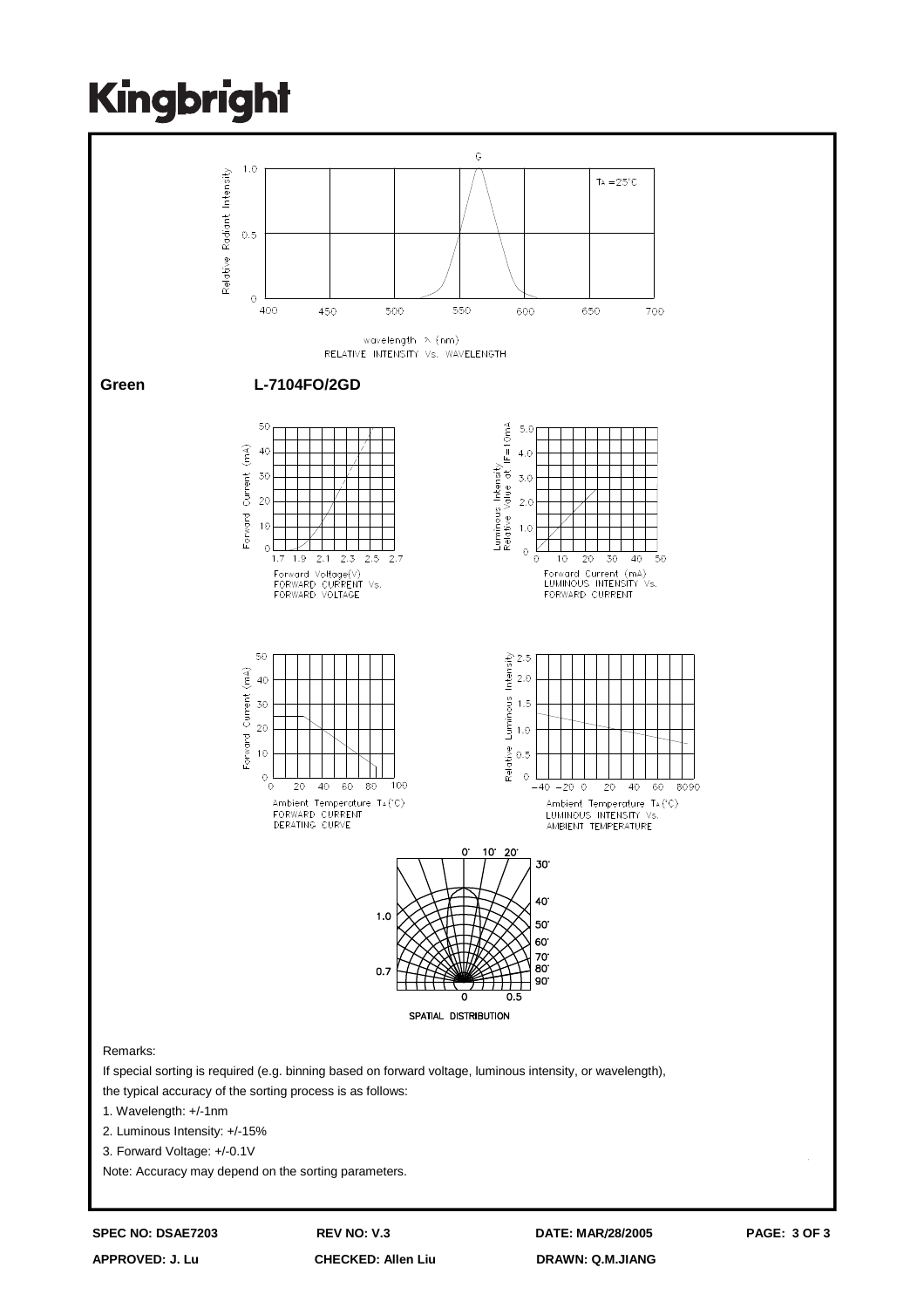# Kingbright

G

1.0

Relative Radiant Intensity

0.5

0

400 450 500 550 600 650 700

$T_A = 25°C$

wavelength λ (nm)
RELATIVE INTENSITY Vs. WAVELENGTH

**Green** **L-7104FO/2GD**

50
40
30
20
10
0

Forward Current (mA)

1.7 1.9 2.1 2.3 2.5 2.7

Forward Voltage(V)
FORWARD CURRENT Vs.
FORWARD VOLTAGE

Luminous Intensity
Relative Value at IF=10mA

5.0
4.0
3.0
2.0
1.0
0

0 10 20 30 40 50

Forward Current (mA)
LUMINOUS INTENSITY Vs.
FORWARD CURRENT

Forward Current (mA)

50
40
30
20
10
0

0 20 40 60 80 100

Ambient Temperature $T_A$(°C)
FORWARD CURRENT
DERATING CURVE

Relative Luminous Intensity

2.5
2.0
1.5
1.0
0.5
0

−40 −20 0 20 40 60 8090

Ambient Temperature $T_A$(°C)
LUMINOUS INTENSITY Vs.
AMBIENT TEMPERATURE

0° 10° 20° 30° 40° 50° 60° 70° 80° 90°

1.0
0.7

0 0.5

SPATIAL DISTRIBUTION

Remarks:

If special sorting is required (e.g. binning based on forward voltage, luminous intensity, or wavelength), the typical accuracy of the sorting process is as follows:

1. Wavelength: +/-1nm
2. Luminous Intensity: +/-15%
3. Forward Voltage: +/-0.1V

Note: Accuracy may depend on the sorting parameters.

**SPEC NO: DSAE7203** **REV NO: V.3** **DATE: MAR/28/2005**

**APPROVED: J. Lu** **CHECKED: Allen Liu** **DRAWN: Q.M.JIANG**